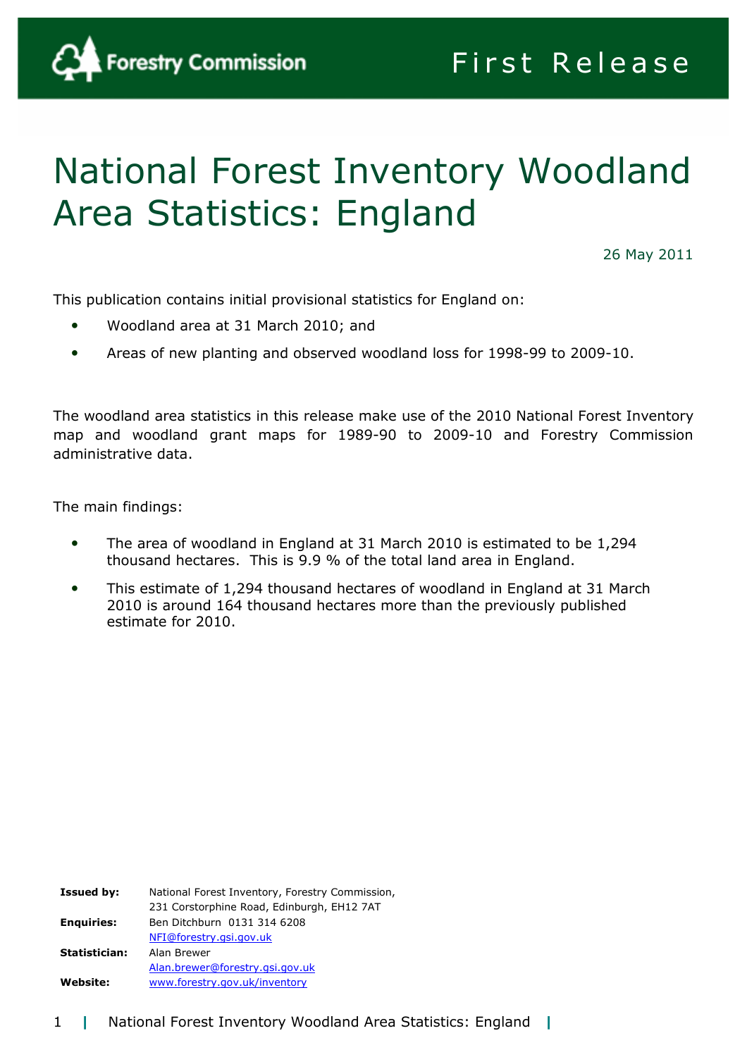Forestry Commission

First Release

# National Forest Inventory Woodland Area Statistics: England

26 May 2011

This publication contains initial provisional statistics for England on:

- Woodland area at 31 March 2010; and
- Areas of new planting and observed woodland loss for 1998-99 to 2009-10.

The woodland area statistics in this release make use of the 2010 National Forest Inventory map and woodland grant maps for 1989-90 to 2009-10 and Forestry Commission administrative data.

The main findings:

- The area of woodland in England at 31 March 2010 is estimated to be 1,294 thousand hectares. This is 9.9 % of the total land area in England.
- This estimate of 1,294 thousand hectares of woodland in England at 31 March 2010 is around 164 thousand hectares more than the previously published estimate for 2010.

| | |
|---|---|
| **Issued by:** | National Forest Inventory, Forestry Commission, 231 Corstorphine Road, Edinburgh, EH12 7AT |
| **Enquiries:** | Ben Ditchburn 0131 314 6208 NFI@forestry.gsi.gov.uk |
| **Statistician:** | Alan Brewer Alan.brewer@forestry.gsi.gov.uk |
| **Website:** | www.forestry.gov.uk/inventory |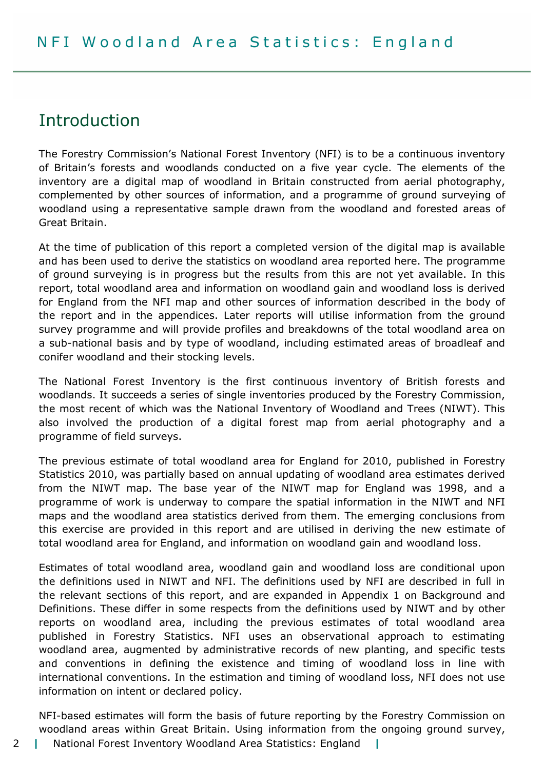## Introduction

The Forestry Commission's National Forest Inventory (NFI) is to be a continuous inventory of Britain's forests and woodlands conducted on a five year cycle. The elements of the inventory are a digital map of woodland in Britain constructed from aerial photography, complemented by other sources of information, and a programme of ground surveying of woodland using a representative sample drawn from the woodland and forested areas of Great Britain.

At the time of publication of this report a completed version of the digital map is available and has been used to derive the statistics on woodland area reported here. The programme of ground surveying is in progress but the results from this are not yet available. In this report, total woodland area and information on woodland gain and woodland loss is derived for England from the NFI map and other sources of information described in the body of the report and in the appendices. Later reports will utilise information from the ground survey programme and will provide profiles and breakdowns of the total woodland area on a sub-national basis and by type of woodland, including estimated areas of broadleaf and conifer woodland and their stocking levels.

The National Forest Inventory is the first continuous inventory of British forests and woodlands. It succeeds a series of single inventories produced by the Forestry Commission, the most recent of which was the National Inventory of Woodland and Trees (NIWT). This also involved the production of a digital forest map from aerial photography and a programme of field surveys.

The previous estimate of total woodland area for England for 2010, published in Forestry Statistics 2010, was partially based on annual updating of woodland area estimates derived from the NIWT map. The base year of the NIWT map for England was 1998, and a programme of work is underway to compare the spatial information in the NIWT and NFI maps and the woodland area statistics derived from them. The emerging conclusions from this exercise are provided in this report and are utilised in deriving the new estimate of total woodland area for England, and information on woodland gain and woodland loss.

Estimates of total woodland area, woodland gain and woodland loss are conditional upon the definitions used in NIWT and NFI. The definitions used by NFI are described in full in the relevant sections of this report, and are expanded in Appendix 1 on Background and Definitions. These differ in some respects from the definitions used by NIWT and by other reports on woodland area, including the previous estimates of total woodland area published in Forestry Statistics. NFI uses an observational approach to estimating woodland area, augmented by administrative records of new planting, and specific tests and conventions in defining the existence and timing of woodland loss in line with international conventions. In the estimation and timing of woodland loss, NFI does not use information on intent or declared policy.

NFI-based estimates will form the basis of future reporting by the Forestry Commission on woodland areas within Great Britain. Using information from the ongoing ground survey,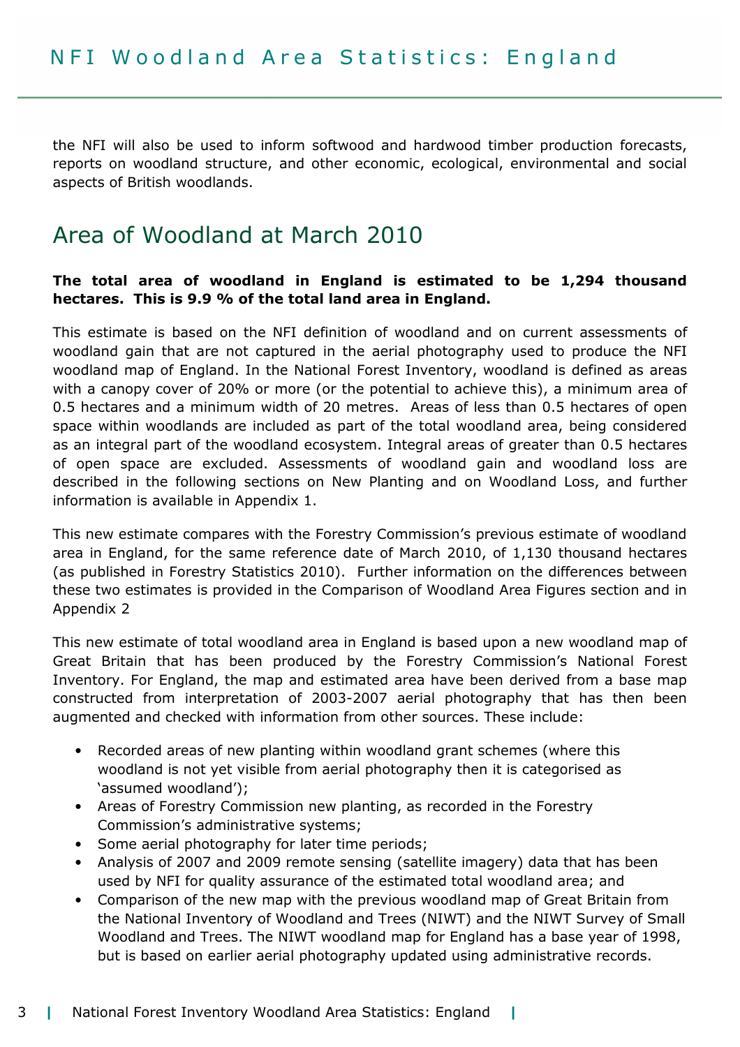the NFI will also be used to inform softwood and hardwood timber production forecasts, reports on woodland structure, and other economic, ecological, environmental and social aspects of British woodlands.

## Area of Woodland at March 2010

**The total area of woodland in England is estimated to be 1,294 thousand hectares. This is 9.9 % of the total land area in England.**

This estimate is based on the NFI definition of woodland and on current assessments of woodland gain that are not captured in the aerial photography used to produce the NFI woodland map of England. In the National Forest Inventory, woodland is defined as areas with a canopy cover of 20% or more (or the potential to achieve this), a minimum area of 0.5 hectares and a minimum width of 20 metres. Areas of less than 0.5 hectares of open space within woodlands are included as part of the total woodland area, being considered as an integral part of the woodland ecosystem. Integral areas of greater than 0.5 hectares of open space are excluded. Assessments of woodland gain and woodland loss are described in the following sections on New Planting and on Woodland Loss, and further information is available in Appendix 1.

This new estimate compares with the Forestry Commission's previous estimate of woodland area in England, for the same reference date of March 2010, of 1,130 thousand hectares (as published in Forestry Statistics 2010). Further information on the differences between these two estimates is provided in the Comparison of Woodland Area Figures section and in Appendix 2

This new estimate of total woodland area in England is based upon a new woodland map of Great Britain that has been produced by the Forestry Commission's National Forest Inventory. For England, the map and estimated area have been derived from a base map constructed from interpretation of 2003-2007 aerial photography that has then been augmented and checked with information from other sources. These include:

- Recorded areas of new planting within woodland grant schemes (where this woodland is not yet visible from aerial photography then it is categorised as 'assumed woodland');
- Areas of Forestry Commission new planting, as recorded in the Forestry Commission's administrative systems;
- Some aerial photography for later time periods;
- Analysis of 2007 and 2009 remote sensing (satellite imagery) data that has been used by NFI for quality assurance of the estimated total woodland area; and
- Comparison of the new map with the previous woodland map of Great Britain from the National Inventory of Woodland and Trees (NIWT) and the NIWT Survey of Small Woodland and Trees. The NIWT woodland map for England has a base year of 1998, but is based on earlier aerial photography updated using administrative records.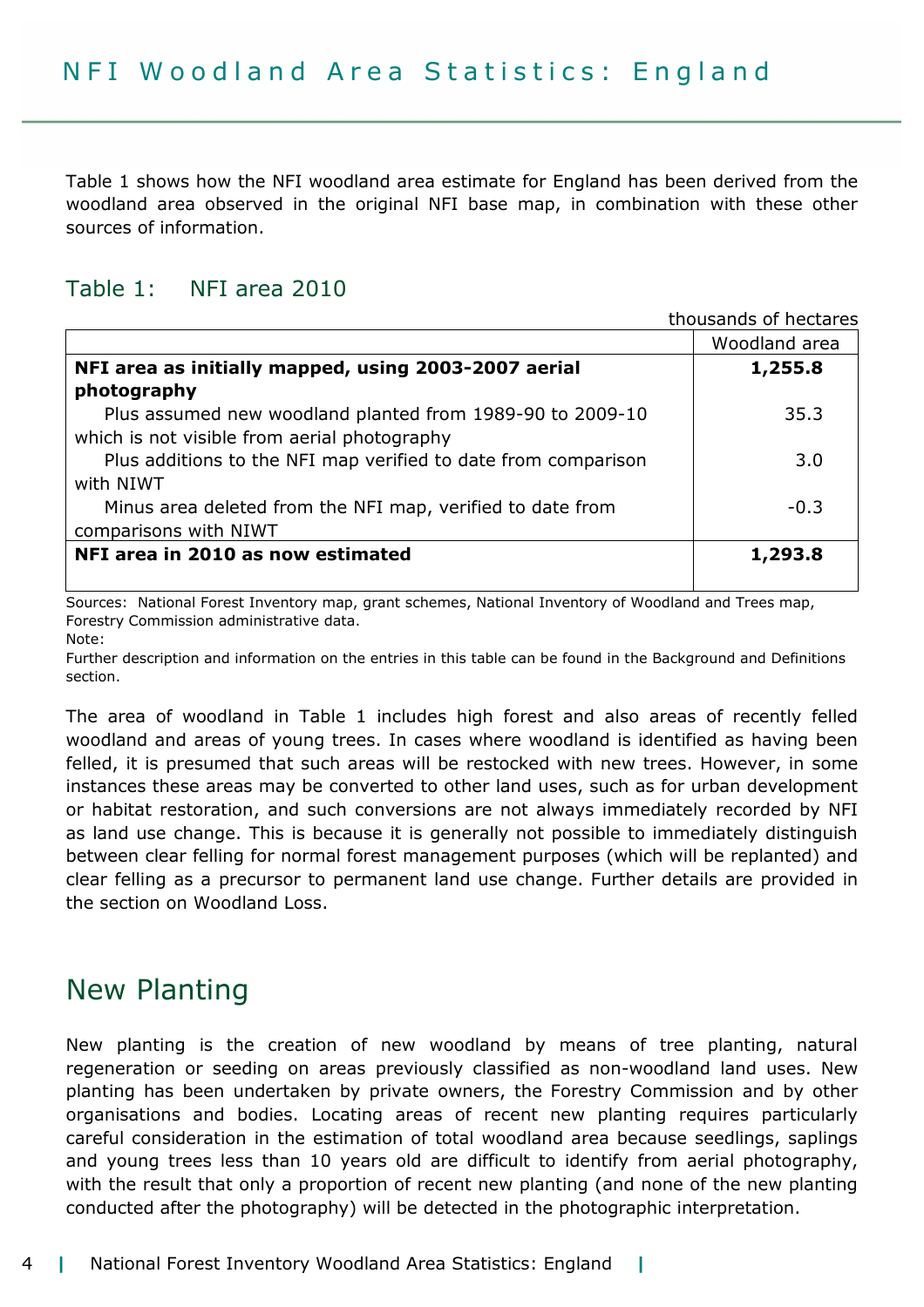# NFI Woodland Area Statistics: England

Table 1 shows how the NFI woodland area estimate for England has been derived from the woodland area observed in the original NFI base map, in combination with these other sources of information.

## Table 1: NFI area 2010

thousands of hectares

| | Woodland area |
|---|---|
| **NFI area as initially mapped, using 2003-2007 aerial photography** | **1,255.8** |
| Plus assumed new woodland planted from 1989-90 to 2009-10 which is not visible from aerial photography | 35.3 |
| Plus additions to the NFI map verified to date from comparison with NIWT | 3.0 |
| Minus area deleted from the NFI map, verified to date from comparisons with NIWT | -0.3 |
| **NFI area in 2010 as now estimated** | **1,293.8** |

Sources: National Forest Inventory map, grant schemes, National Inventory of Woodland and Trees map, Forestry Commission administrative data.

Note:

Further description and information on the entries in this table can be found in the Background and Definitions section.

The area of woodland in Table 1 includes high forest and also areas of recently felled woodland and areas of young trees. In cases where woodland is identified as having been felled, it is presumed that such areas will be restocked with new trees. However, in some instances these areas may be converted to other land uses, such as for urban development or habitat restoration, and such conversions are not always immediately recorded by NFI as land use change. This is because it is generally not possible to immediately distinguish between clear felling for normal forest management purposes (which will be replanted) and clear felling as a precursor to permanent land use change. Further details are provided in the section on Woodland Loss.

## New Planting

New planting is the creation of new woodland by means of tree planting, natural regeneration or seeding on areas previously classified as non-woodland land uses. New planting has been undertaken by private owners, the Forestry Commission and by other organisations and bodies. Locating areas of recent new planting requires particularly careful consideration in the estimation of total woodland area because seedlings, saplings and young trees less than 10 years old are difficult to identify from aerial photography, with the result that only a proportion of recent new planting (and none of the new planting conducted after the photography) will be detected in the photographic interpretation.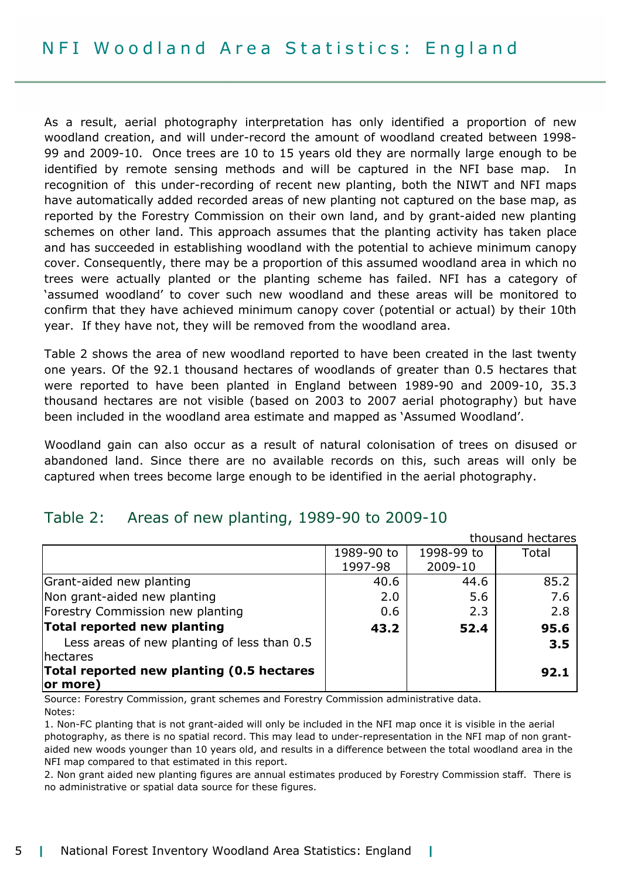As a result, aerial photography interpretation has only identified a proportion of new woodland creation, and will under-record the amount of woodland created between 1998-99 and 2009-10. Once trees are 10 to 15 years old they are normally large enough to be identified by remote sensing methods and will be captured in the NFI base map. In recognition of this under-recording of recent new planting, both the NIWT and NFI maps have automatically added recorded areas of new planting not captured on the base map, as reported by the Forestry Commission on their own land, and by grant-aided new planting schemes on other land. This approach assumes that the planting activity has taken place and has succeeded in establishing woodland with the potential to achieve minimum canopy cover. Consequently, there may be a proportion of this assumed woodland area in which no trees were actually planted or the planting scheme has failed. NFI has a category of 'assumed woodland' to cover such new woodland and these areas will be monitored to confirm that they have achieved minimum canopy cover (potential or actual) by their 10th year. If they have not, they will be removed from the woodland area.

Table 2 shows the area of new woodland reported to have been created in the last twenty one years. Of the 92.1 thousand hectares of woodlands of greater than 0.5 hectares that were reported to have been planted in England between 1989-90 and 2009-10, 35.3 thousand hectares are not visible (based on 2003 to 2007 aerial photography) but have been included in the woodland area estimate and mapped as 'Assumed Woodland'.

Woodland gain can also occur as a result of natural colonisation of trees on disused or abandoned land. Since there are no available records on this, such areas will only be captured when trees become large enough to be identified in the aerial photography.

## Table 2: Areas of new planting, 1989-90 to 2009-10

thousand hectares

| | 1989-90 to 1997-98 | 1998-99 to 2009-10 | Total |
|---|---|---|---|
| Grant-aided new planting | 40.6 | 44.6 | 85.2 |
| Non grant-aided new planting | 2.0 | 5.6 | 7.6 |
| Forestry Commission new planting | 0.6 | 2.3 | 2.8 |
| **Total reported new planting** | **43.2** | **52.4** | **95.6** |
| Less areas of new planting of less than 0.5 hectares | | | **3.5** |
| **Total reported new planting (0.5 hectares or more)** | | | **92.1** |

Source: Forestry Commission, grant schemes and Forestry Commission administrative data.

Notes:

1. Non-FC planting that is not grant-aided will only be included in the NFI map once it is visible in the aerial photography, as there is no spatial record. This may lead to under-representation in the NFI map of non grant-aided new woods younger than 10 years old, and results in a difference between the total woodland area in the NFI map compared to that estimated in this report.
2. Non grant aided new planting figures are annual estimates produced by Forestry Commission staff. There is no administrative or spatial data source for these figures.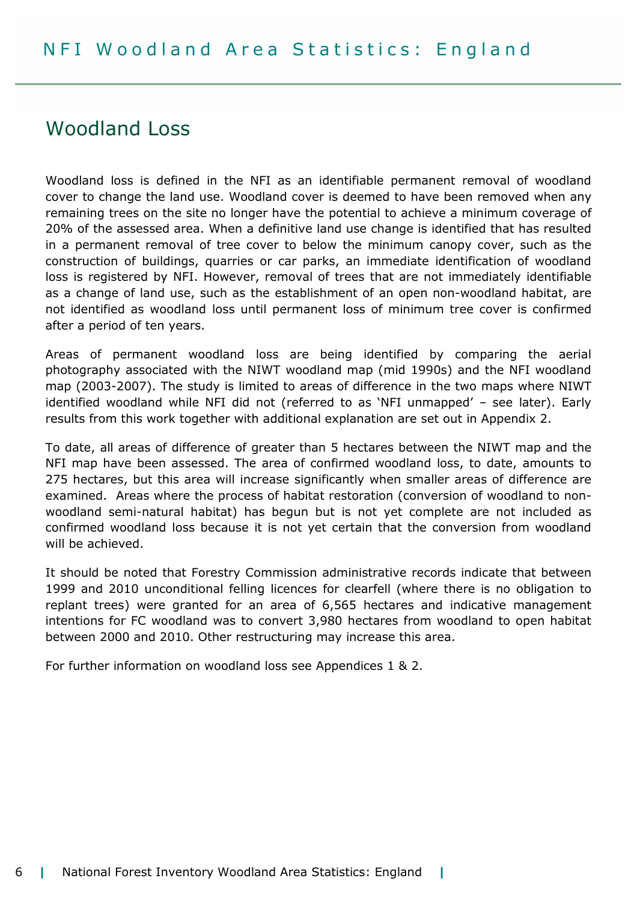## Woodland Loss

Woodland loss is defined in the NFI as an identifiable permanent removal of woodland cover to change the land use. Woodland cover is deemed to have been removed when any remaining trees on the site no longer have the potential to achieve a minimum coverage of 20% of the assessed area. When a definitive land use change is identified that has resulted in a permanent removal of tree cover to below the minimum canopy cover, such as the construction of buildings, quarries or car parks, an immediate identification of woodland loss is registered by NFI. However, removal of trees that are not immediately identifiable as a change of land use, such as the establishment of an open non-woodland habitat, are not identified as woodland loss until permanent loss of minimum tree cover is confirmed after a period of ten years.

Areas of permanent woodland loss are being identified by comparing the aerial photography associated with the NIWT woodland map (mid 1990s) and the NFI woodland map (2003-2007). The study is limited to areas of difference in the two maps where NIWT identified woodland while NFI did not (referred to as 'NFI unmapped' – see later). Early results from this work together with additional explanation are set out in Appendix 2.

To date, all areas of difference of greater than 5 hectares between the NIWT map and the NFI map have been assessed. The area of confirmed woodland loss, to date, amounts to 275 hectares, but this area will increase significantly when smaller areas of difference are examined. Areas where the process of habitat restoration (conversion of woodland to non-woodland semi-natural habitat) has begun but is not yet complete are not included as confirmed woodland loss because it is not yet certain that the conversion from woodland will be achieved.

It should be noted that Forestry Commission administrative records indicate that between 1999 and 2010 unconditional felling licences for clearfell (where there is no obligation to replant trees) were granted for an area of 6,565 hectares and indicative management intentions for FC woodland was to convert 3,980 hectares from woodland to open habitat between 2000 and 2010. Other restructuring may increase this area.

For further information on woodland loss see Appendices 1 & 2.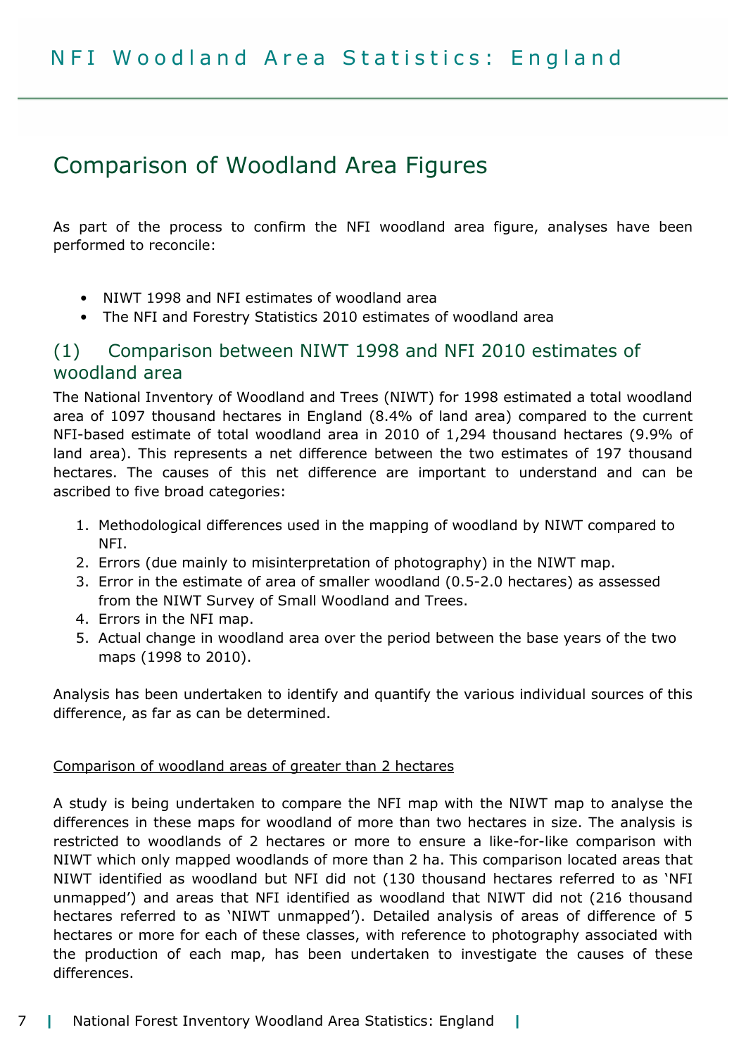# Comparison of Woodland Area Figures

As part of the process to confirm the NFI woodland area figure, analyses have been performed to reconcile:

- NIWT 1998 and NFI estimates of woodland area
- The NFI and Forestry Statistics 2010 estimates of woodland area

## (1) Comparison between NIWT 1998 and NFI 2010 estimates of woodland area

The National Inventory of Woodland and Trees (NIWT) for 1998 estimated a total woodland area of 1097 thousand hectares in England (8.4% of land area) compared to the current NFI-based estimate of total woodland area in 2010 of 1,294 thousand hectares (9.9% of land area). This represents a net difference between the two estimates of 197 thousand hectares. The causes of this net difference are important to understand and can be ascribed to five broad categories:

1. Methodological differences used in the mapping of woodland by NIWT compared to NFI.
2. Errors (due mainly to misinterpretation of photography) in the NIWT map.
3. Error in the estimate of area of smaller woodland (0.5-2.0 hectares) as assessed from the NIWT Survey of Small Woodland and Trees.
4. Errors in the NFI map.
5. Actual change in woodland area over the period between the base years of the two maps (1998 to 2010).

Analysis has been undertaken to identify and quantify the various individual sources of this difference, as far as can be determined.

Comparison of woodland areas of greater than 2 hectares

A study is being undertaken to compare the NFI map with the NIWT map to analyse the differences in these maps for woodland of more than two hectares in size. The analysis is restricted to woodlands of 2 hectares or more to ensure a like-for-like comparison with NIWT which only mapped woodlands of more than 2 ha. This comparison located areas that NIWT identified as woodland but NFI did not (130 thousand hectares referred to as 'NFI unmapped') and areas that NFI identified as woodland that NIWT did not (216 thousand hectares referred to as 'NIWT unmapped'). Detailed analysis of areas of difference of 5 hectares or more for each of these classes, with reference to photography associated with the production of each map, has been undertaken to investigate the causes of these differences.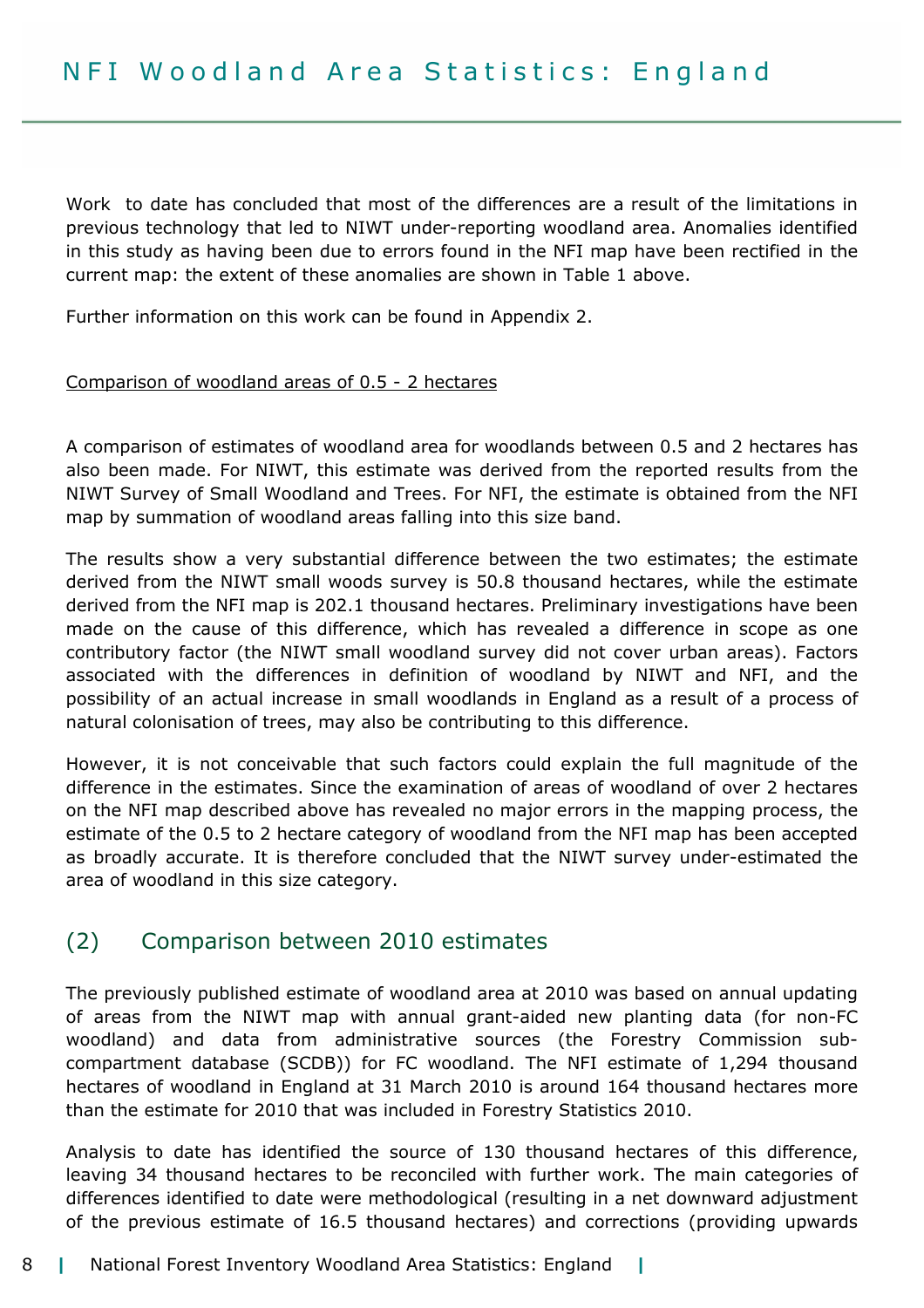Work to date has concluded that most of the differences are a result of the limitations in previous technology that led to NIWT under-reporting woodland area. Anomalies identified in this study as having been due to errors found in the NFI map have been rectified in the current map: the extent of these anomalies are shown in Table 1 above.

Further information on this work can be found in Appendix 2.

Comparison of woodland areas of 0.5 - 2 hectares

A comparison of estimates of woodland area for woodlands between 0.5 and 2 hectares has also been made. For NIWT, this estimate was derived from the reported results from the NIWT Survey of Small Woodland and Trees. For NFI, the estimate is obtained from the NFI map by summation of woodland areas falling into this size band.

The results show a very substantial difference between the two estimates; the estimate derived from the NIWT small woods survey is 50.8 thousand hectares, while the estimate derived from the NFI map is 202.1 thousand hectares. Preliminary investigations have been made on the cause of this difference, which has revealed a difference in scope as one contributory factor (the NIWT small woodland survey did not cover urban areas). Factors associated with the differences in definition of woodland by NIWT and NFI, and the possibility of an actual increase in small woodlands in England as a result of a process of natural colonisation of trees, may also be contributing to this difference.

However, it is not conceivable that such factors could explain the full magnitude of the difference in the estimates. Since the examination of areas of woodland of over 2 hectares on the NFI map described above has revealed no major errors in the mapping process, the estimate of the 0.5 to 2 hectare category of woodland from the NFI map has been accepted as broadly accurate. It is therefore concluded that the NIWT survey under-estimated the area of woodland in this size category.

## (2) Comparison between 2010 estimates

The previously published estimate of woodland area at 2010 was based on annual updating of areas from the NIWT map with annual grant-aided new planting data (for non-FC woodland) and data from administrative sources (the Forestry Commission sub-compartment database (SCDB)) for FC woodland. The NFI estimate of 1,294 thousand hectares of woodland in England at 31 March 2010 is around 164 thousand hectares more than the estimate for 2010 that was included in Forestry Statistics 2010.

Analysis to date has identified the source of 130 thousand hectares of this difference, leaving 34 thousand hectares to be reconciled with further work. The main categories of differences identified to date were methodological (resulting in a net downward adjustment of the previous estimate of 16.5 thousand hectares) and corrections (providing upwards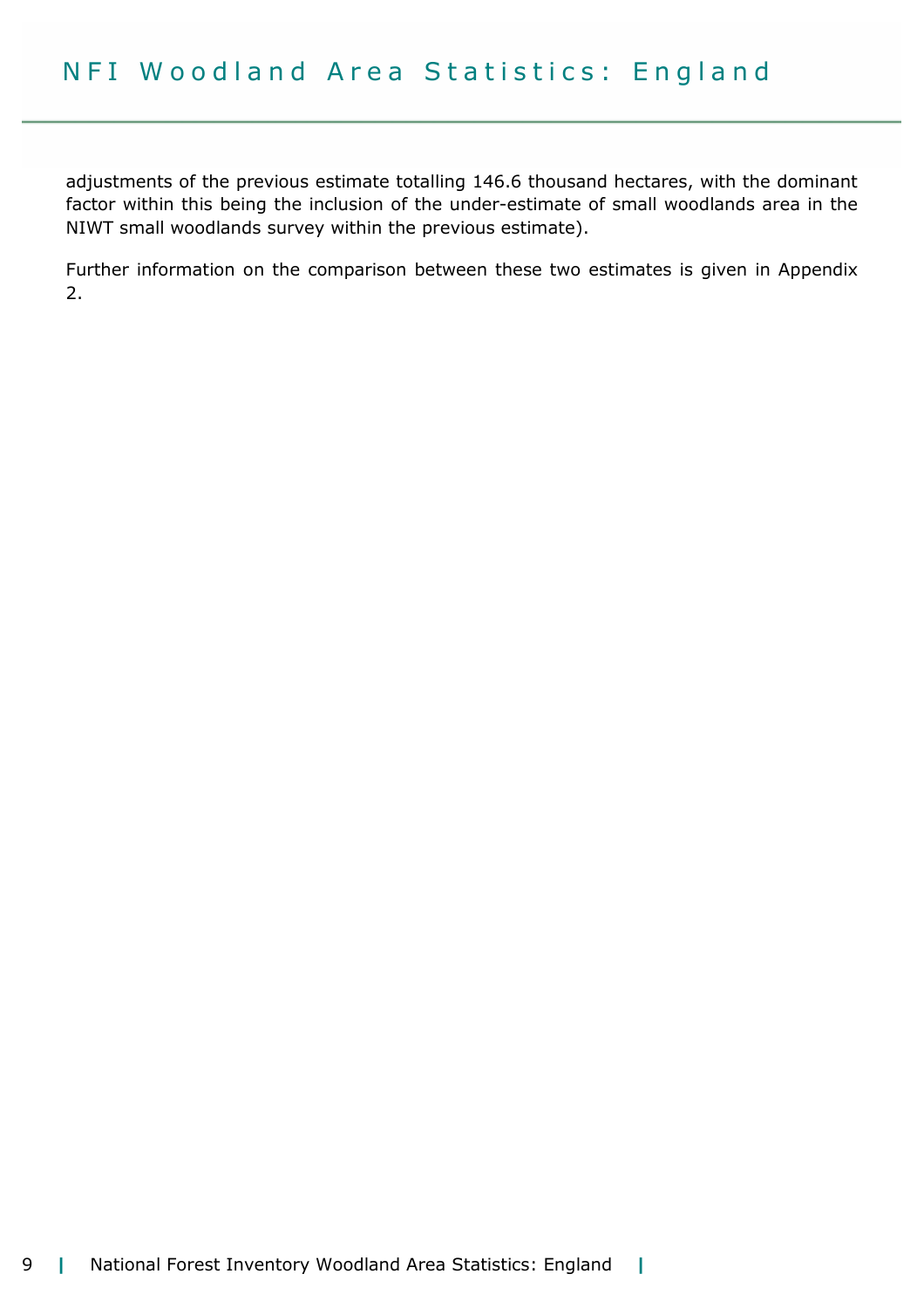adjustments of the previous estimate totalling 146.6 thousand hectares, with the dominant factor within this being the inclusion of the under-estimate of small woodlands area in the NIWT small woodlands survey within the previous estimate).

Further information on the comparison between these two estimates is given in Appendix 2.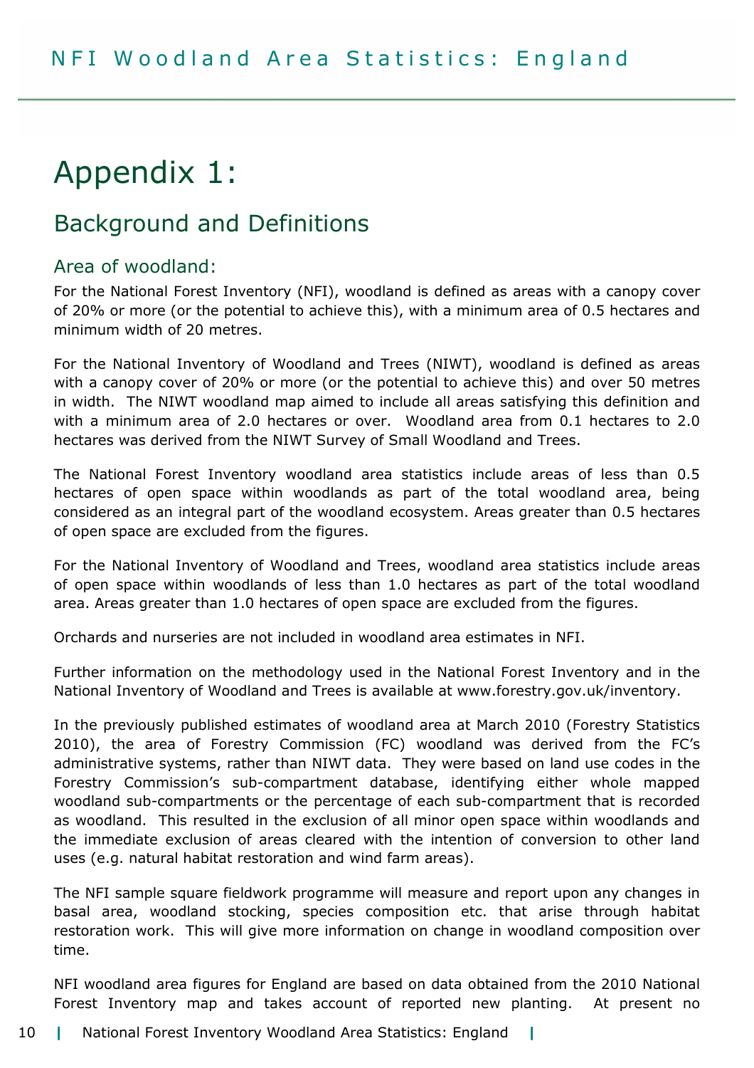# Appendix 1:

## Background and Definitions

### Area of woodland:

For the National Forest Inventory (NFI), woodland is defined as areas with a canopy cover of 20% or more (or the potential to achieve this), with a minimum area of 0.5 hectares and minimum width of 20 metres.

For the National Inventory of Woodland and Trees (NIWT), woodland is defined as areas with a canopy cover of 20% or more (or the potential to achieve this) and over 50 metres in width. The NIWT woodland map aimed to include all areas satisfying this definition and with a minimum area of 2.0 hectares or over. Woodland area from 0.1 hectares to 2.0 hectares was derived from the NIWT Survey of Small Woodland and Trees.

The National Forest Inventory woodland area statistics include areas of less than 0.5 hectares of open space within woodlands as part of the total woodland area, being considered as an integral part of the woodland ecosystem. Areas greater than 0.5 hectares of open space are excluded from the figures.

For the National Inventory of Woodland and Trees, woodland area statistics include areas of open space within woodlands of less than 1.0 hectares as part of the total woodland area. Areas greater than 1.0 hectares of open space are excluded from the figures.

Orchards and nurseries are not included in woodland area estimates in NFI.

Further information on the methodology used in the National Forest Inventory and in the National Inventory of Woodland and Trees is available at www.forestry.gov.uk/inventory.

In the previously published estimates of woodland area at March 2010 (Forestry Statistics 2010), the area of Forestry Commission (FC) woodland was derived from the FC's administrative systems, rather than NIWT data. They were based on land use codes in the Forestry Commission's sub-compartment database, identifying either whole mapped woodland sub-compartments or the percentage of each sub-compartment that is recorded as woodland. This resulted in the exclusion of all minor open space within woodlands and the immediate exclusion of areas cleared with the intention of conversion to other land uses (e.g. natural habitat restoration and wind farm areas).

The NFI sample square fieldwork programme will measure and report upon any changes in basal area, woodland stocking, species composition etc. that arise through habitat restoration work. This will give more information on change in woodland composition over time.

NFI woodland area figures for England are based on data obtained from the 2010 National Forest Inventory map and takes account of reported new planting. At present no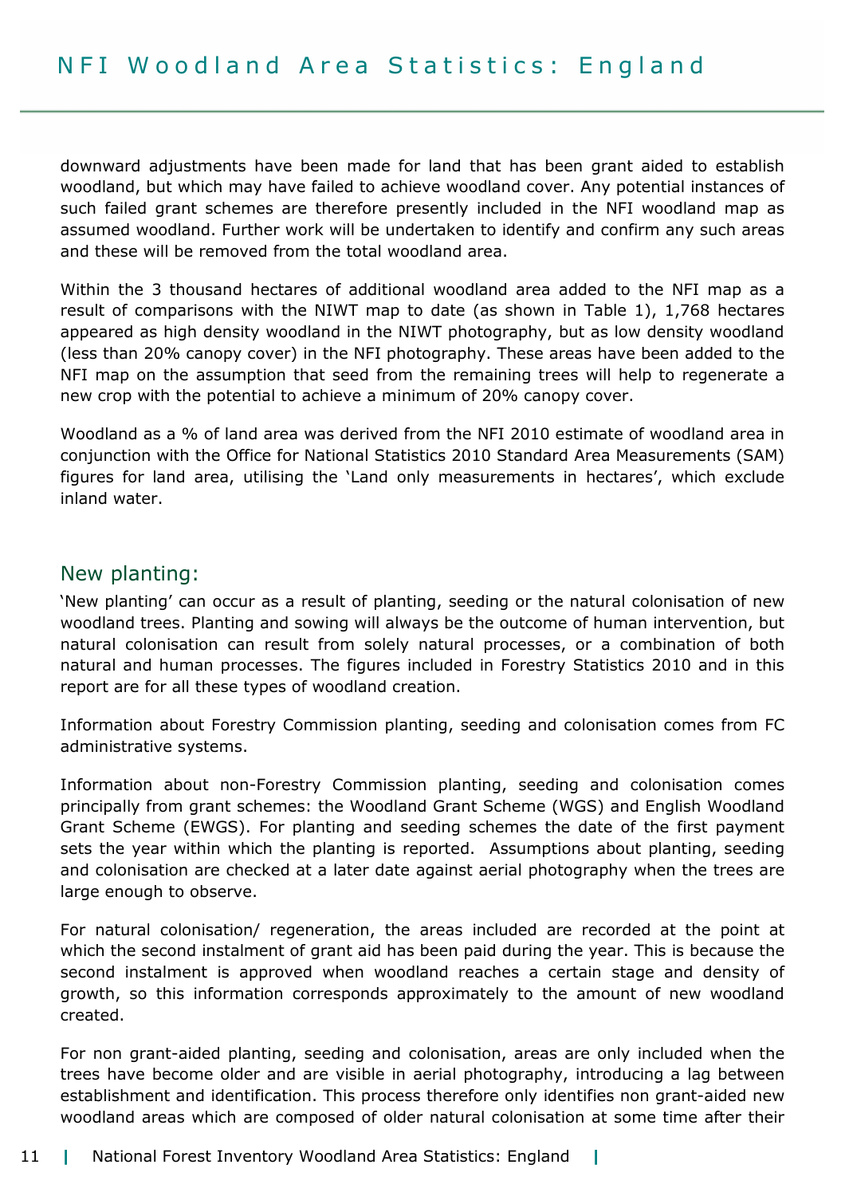downward adjustments have been made for land that has been grant aided to establish woodland, but which may have failed to achieve woodland cover. Any potential instances of such failed grant schemes are therefore presently included in the NFI woodland map as assumed woodland. Further work will be undertaken to identify and confirm any such areas and these will be removed from the total woodland area.

Within the 3 thousand hectares of additional woodland area added to the NFI map as a result of comparisons with the NIWT map to date (as shown in Table 1), 1,768 hectares appeared as high density woodland in the NIWT photography, but as low density woodland (less than 20% canopy cover) in the NFI photography. These areas have been added to the NFI map on the assumption that seed from the remaining trees will help to regenerate a new crop with the potential to achieve a minimum of 20% canopy cover.

Woodland as a % of land area was derived from the NFI 2010 estimate of woodland area in conjunction with the Office for National Statistics 2010 Standard Area Measurements (SAM) figures for land area, utilising the 'Land only measurements in hectares', which exclude inland water.

## New planting:

'New planting' can occur as a result of planting, seeding or the natural colonisation of new woodland trees. Planting and sowing will always be the outcome of human intervention, but natural colonisation can result from solely natural processes, or a combination of both natural and human processes. The figures included in Forestry Statistics 2010 and in this report are for all these types of woodland creation.

Information about Forestry Commission planting, seeding and colonisation comes from FC administrative systems.

Information about non-Forestry Commission planting, seeding and colonisation comes principally from grant schemes: the Woodland Grant Scheme (WGS) and English Woodland Grant Scheme (EWGS). For planting and seeding schemes the date of the first payment sets the year within which the planting is reported. Assumptions about planting, seeding and colonisation are checked at a later date against aerial photography when the trees are large enough to observe.

For natural colonisation/ regeneration, the areas included are recorded at the point at which the second instalment of grant aid has been paid during the year. This is because the second instalment is approved when woodland reaches a certain stage and density of growth, so this information corresponds approximately to the amount of new woodland created.

For non grant-aided planting, seeding and colonisation, areas are only included when the trees have become older and are visible in aerial photography, introducing a lag between establishment and identification. This process therefore only identifies non grant-aided new woodland areas which are composed of older natural colonisation at some time after their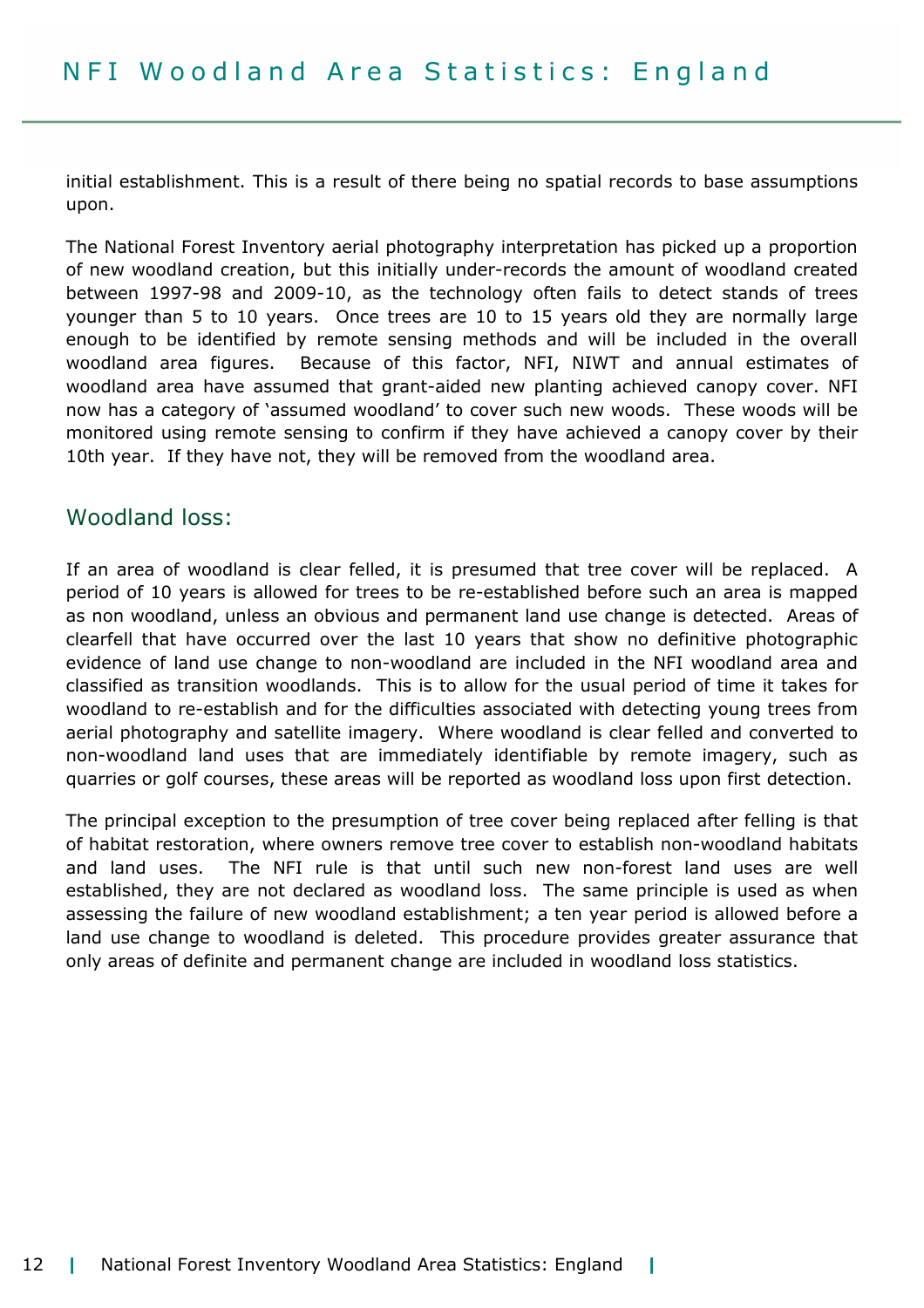initial establishment. This is a result of there being no spatial records to base assumptions upon.

The National Forest Inventory aerial photography interpretation has picked up a proportion of new woodland creation, but this initially under-records the amount of woodland created between 1997-98 and 2009-10, as the technology often fails to detect stands of trees younger than 5 to 10 years. Once trees are 10 to 15 years old they are normally large enough to be identified by remote sensing methods and will be included in the overall woodland area figures. Because of this factor, NFI, NIWT and annual estimates of woodland area have assumed that grant-aided new planting achieved canopy cover. NFI now has a category of 'assumed woodland' to cover such new woods. These woods will be monitored using remote sensing to confirm if they have achieved a canopy cover by their 10th year. If they have not, they will be removed from the woodland area.

## Woodland loss:

If an area of woodland is clear felled, it is presumed that tree cover will be replaced. A period of 10 years is allowed for trees to be re-established before such an area is mapped as non woodland, unless an obvious and permanent land use change is detected. Areas of clearfell that have occurred over the last 10 years that show no definitive photographic evidence of land use change to non-woodland are included in the NFI woodland area and classified as transition woodlands. This is to allow for the usual period of time it takes for woodland to re-establish and for the difficulties associated with detecting young trees from aerial photography and satellite imagery. Where woodland is clear felled and converted to non-woodland land uses that are immediately identifiable by remote imagery, such as quarries or golf courses, these areas will be reported as woodland loss upon first detection.

The principal exception to the presumption of tree cover being replaced after felling is that of habitat restoration, where owners remove tree cover to establish non-woodland habitats and land uses. The NFI rule is that until such new non-forest land uses are well established, they are not declared as woodland loss. The same principle is used as when assessing the failure of new woodland establishment; a ten year period is allowed before a land use change to woodland is deleted. This procedure provides greater assurance that only areas of definite and permanent change are included in woodland loss statistics.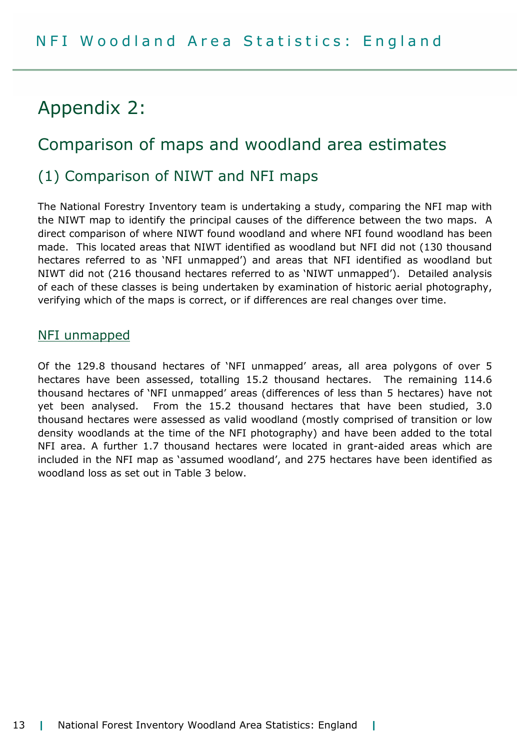# Appendix 2:

## Comparison of maps and woodland area estimates

### (1) Comparison of NIWT and NFI maps

The National Forestry Inventory team is undertaking a study, comparing the NFI map with the NIWT map to identify the principal causes of the difference between the two maps. A direct comparison of where NIWT found woodland and where NFI found woodland has been made. This located areas that NIWT identified as woodland but NFI did not (130 thousand hectares referred to as 'NFI unmapped') and areas that NFI identified as woodland but NIWT did not (216 thousand hectares referred to as 'NIWT unmapped'). Detailed analysis of each of these classes is being undertaken by examination of historic aerial photography, verifying which of the maps is correct, or if differences are real changes over time.

#### NFI unmapped

Of the 129.8 thousand hectares of 'NFI unmapped' areas, all area polygons of over 5 hectares have been assessed, totalling 15.2 thousand hectares. The remaining 114.6 thousand hectares of 'NFI unmapped' areas (differences of less than 5 hectares) have not yet been analysed. From the 15.2 thousand hectares that have been studied, 3.0 thousand hectares were assessed as valid woodland (mostly comprised of transition or low density woodlands at the time of the NFI photography) and have been added to the total NFI area. A further 1.7 thousand hectares were located in grant-aided areas which are included in the NFI map as 'assumed woodland', and 275 hectares have been identified as woodland loss as set out in Table 3 below.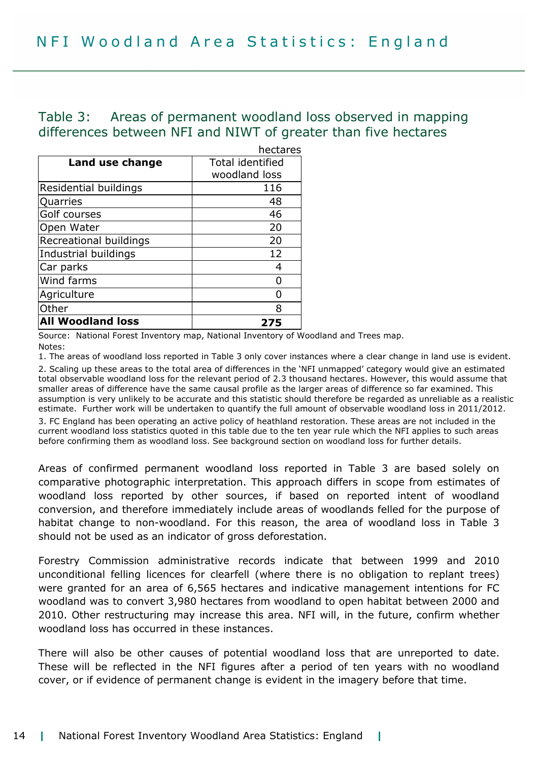## Table 3: Areas of permanent woodland loss observed in mapping differences between NFI and NIWT of greater than five hectares

hectares

| Land use change | Total identified woodland loss |
|---|---|
| Residential buildings | 116 |
| Quarries | 48 |
| Golf courses | 46 |
| Open Water | 20 |
| Recreational buildings | 20 |
| Industrial buildings | 12 |
| Car parks | 4 |
| Wind farms | 0 |
| Agriculture | 0 |
| Other | 8 |
| **All Woodland loss** | **275** |

Source: National Forest Inventory map, National Inventory of Woodland and Trees map.

Notes:

1. The areas of woodland loss reported in Table 3 only cover instances where a clear change in land use is evident.
2. Scaling up these areas to the total area of differences in the 'NFI unmapped' category would give an estimated total observable woodland loss for the relevant period of 2.3 thousand hectares. However, this would assume that smaller areas of difference have the same causal profile as the larger areas of difference so far examined. This assumption is very unlikely to be accurate and this statistic should therefore be regarded as unreliable as a realistic estimate. Further work will be undertaken to quantify the full amount of observable woodland loss in 2011/2012.
3. FC England has been operating an active policy of heathland restoration. These areas are not included in the current woodland loss statistics quoted in this table due to the ten year rule which the NFI applies to such areas before confirming them as woodland loss. See background section on woodland loss for further details.

Areas of confirmed permanent woodland loss reported in Table 3 are based solely on comparative photographic interpretation. This approach differs in scope from estimates of woodland loss reported by other sources, if based on reported intent of woodland conversion, and therefore immediately include areas of woodlands felled for the purpose of habitat change to non-woodland. For this reason, the area of woodland loss in Table 3 should not be used as an indicator of gross deforestation.

Forestry Commission administrative records indicate that between 1999 and 2010 unconditional felling licences for clearfell (where there is no obligation to replant trees) were granted for an area of 6,565 hectares and indicative management intentions for FC woodland was to convert 3,980 hectares from woodland to open habitat between 2000 and 2010. Other restructuring may increase this area. NFI will, in the future, confirm whether woodland loss has occurred in these instances.

There will also be other causes of potential woodland loss that are unreported to date. These will be reflected in the NFI figures after a period of ten years with no woodland cover, or if evidence of permanent change is evident in the imagery before that time.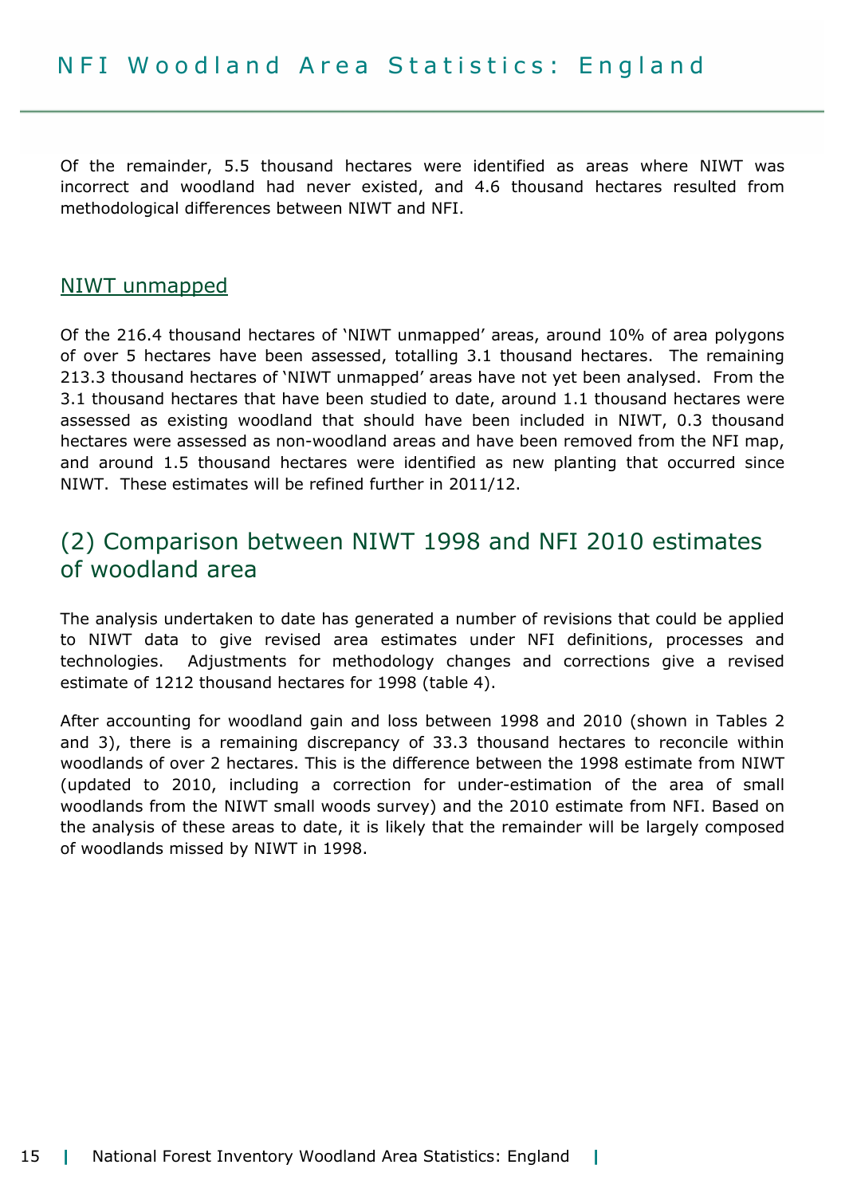Of the remainder, 5.5 thousand hectares were identified as areas where NIWT was incorrect and woodland had never existed, and 4.6 thousand hectares resulted from methodological differences between NIWT and NFI.

### NIWT unmapped

Of the 216.4 thousand hectares of 'NIWT unmapped' areas, around 10% of area polygons of over 5 hectares have been assessed, totalling 3.1 thousand hectares. The remaining 213.3 thousand hectares of 'NIWT unmapped' areas have not yet been analysed. From the 3.1 thousand hectares that have been studied to date, around 1.1 thousand hectares were assessed as existing woodland that should have been included in NIWT, 0.3 thousand hectares were assessed as non-woodland areas and have been removed from the NFI map, and around 1.5 thousand hectares were identified as new planting that occurred since NIWT. These estimates will be refined further in 2011/12.

## (2) Comparison between NIWT 1998 and NFI 2010 estimates of woodland area

The analysis undertaken to date has generated a number of revisions that could be applied to NIWT data to give revised area estimates under NFI definitions, processes and technologies. Adjustments for methodology changes and corrections give a revised estimate of 1212 thousand hectares for 1998 (table 4).

After accounting for woodland gain and loss between 1998 and 2010 (shown in Tables 2 and 3), there is a remaining discrepancy of 33.3 thousand hectares to reconcile within woodlands of over 2 hectares. This is the difference between the 1998 estimate from NIWT (updated to 2010, including a correction for under-estimation of the area of small woodlands from the NIWT small woods survey) and the 2010 estimate from NFI. Based on the analysis of these areas to date, it is likely that the remainder will be largely composed of woodlands missed by NIWT in 1998.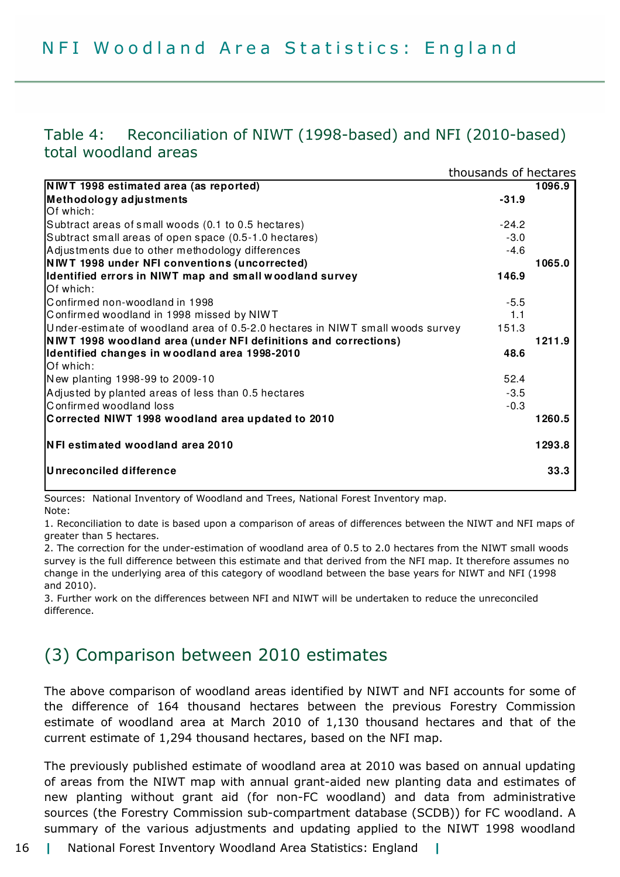# NFI Woodland Area Statistics: England

## Table 4: Reconciliation of NIWT (1998-based) and NFI (2010-based) total woodland areas

thousands of hectares

| | | |
|---|---|---|
| **NIWT 1998 estimated area (as reported)** | | **1096.9** |
| **Methodology adjustments** | **-31.9** | |
| Of which: | | |
| Subtract areas of small woods (0.1 to 0.5 hectares) | -24.2 | |
| Subtract small areas of open space (0.5-1.0 hectares) | -3.0 | |
| Adjustments due to other methodology differences | -4.6 | |
| **NIWT 1998 under NFI conventions (uncorrected)** | | **1065.0** |
| **Identified errors in NIWT map and small woodland survey** | **146.9** | |
| Of which: | | |
| Confirmed non-woodland in 1998 | -5.5 | |
| Confirmed woodland in 1998 missed by NIWT | 1.1 | |
| Under-estimate of woodland area of 0.5-2.0 hectares in NIWT small woods survey | 151.3 | |
| **NIWT 1998 woodland area (under NFI definitions and corrections)** | | **1211.9** |
| **Identified changes in woodland area 1998-2010** | **48.6** | |
| Of which: | | |
| New planting 1998-99 to 2009-10 | 52.4 | |
| Adjusted by planted areas of less than 0.5 hectares | -3.5 | |
| Confirmed woodland loss | -0.3 | |
| **Corrected NIWT 1998 woodland area updated to 2010** | | **1260.5** |
| **NFI estimated woodland area 2010** | | **1293.8** |
| **Unreconciled difference** | | **33.3** |

Sources: National Inventory of Woodland and Trees, National Forest Inventory map.

Note:

1. Reconciliation to date is based upon a comparison of areas of differences between the NIWT and NFI maps of greater than 5 hectares.
2. The correction for the under-estimation of woodland area of 0.5 to 2.0 hectares from the NIWT small woods survey is the full difference between this estimate and that derived from the NFI map. It therefore assumes no change in the underlying area of this category of woodland between the base years for NIWT and NFI (1998 and 2010).
3. Further work on the differences between NFI and NIWT will be undertaken to reduce the unreconciled difference.

## (3) Comparison between 2010 estimates

The above comparison of woodland areas identified by NIWT and NFI accounts for some of the difference of 164 thousand hectares between the previous Forestry Commission estimate of woodland area at March 2010 of 1,130 thousand hectares and that of the current estimate of 1,294 thousand hectares, based on the NFI map.

The previously published estimate of woodland area at 2010 was based on annual updating of areas from the NIWT map with annual grant-aided new planting data and estimates of new planting without grant aid (for non-FC woodland) and data from administrative sources (the Forestry Commission sub-compartment database (SCDB)) for FC woodland. A summary of the various adjustments and updating applied to the NIWT 1998 woodland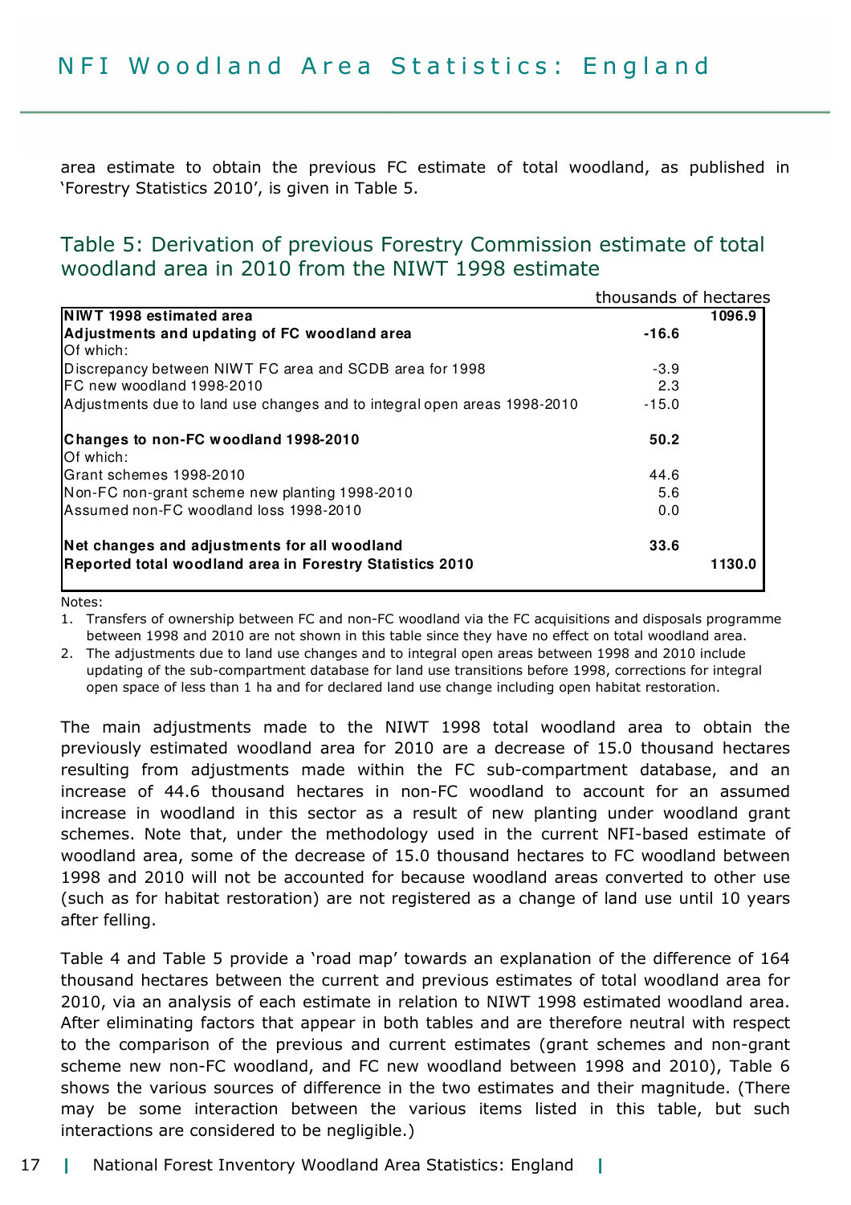area estimate to obtain the previous FC estimate of total woodland, as published in 'Forestry Statistics 2010', is given in Table 5.

## Table 5: Derivation of previous Forestry Commission estimate of total woodland area in 2010 from the NIWT 1998 estimate

thousands of hectares

| | | |
|---|---|---|
| **NIWT 1998 estimated area** | | **1096.9** |
| **Adjustments and updating of FC woodland area** | **-16.6** | |
| Of which: | | |
| Discrepancy between NIWT FC area and SCDB area for 1998 | -3.9 | |
| FC new woodland 1998-2010 | 2.3 | |
| Adjustments due to land use changes and to integral open areas 1998-2010 | -15.0 | |
| **Changes to non-FC woodland 1998-2010** | **50.2** | |
| Of which: | | |
| Grant schemes 1998-2010 | 44.6 | |
| Non-FC non-grant scheme new planting 1998-2010 | 5.6 | |
| Assumed non-FC woodland loss 1998-2010 | 0.0 | |
| **Net changes and adjustments for all woodland** | **33.6** | |
| **Reported total woodland area in Forestry Statistics 2010** | | **1130.0** |

Notes:

1. Transfers of ownership between FC and non-FC woodland via the FC acquisitions and disposals programme between 1998 and 2010 are not shown in this table since they have no effect on total woodland area.
2. The adjustments due to land use changes and to integral open areas between 1998 and 2010 include updating of the sub-compartment database for land use transitions before 1998, corrections for integral open space of less than 1 ha and for declared land use change including open habitat restoration.

The main adjustments made to the NIWT 1998 total woodland area to obtain the previously estimated woodland area for 2010 are a decrease of 15.0 thousand hectares resulting from adjustments made within the FC sub-compartment database, and an increase of 44.6 thousand hectares in non-FC woodland to account for an assumed increase in woodland in this sector as a result of new planting under woodland grant schemes. Note that, under the methodology used in the current NFI-based estimate of woodland area, some of the decrease of 15.0 thousand hectares to FC woodland between 1998 and 2010 will not be accounted for because woodland areas converted to other use (such as for habitat restoration) are not registered as a change of land use until 10 years after felling.

Table 4 and Table 5 provide a 'road map' towards an explanation of the difference of 164 thousand hectares between the current and previous estimates of total woodland area for 2010, via an analysis of each estimate in relation to NIWT 1998 estimated woodland area. After eliminating factors that appear in both tables and are therefore neutral with respect to the comparison of the previous and current estimates (grant schemes and non-grant scheme new non-FC woodland, and FC new woodland between 1998 and 2010), Table 6 shows the various sources of difference in the two estimates and their magnitude. (There may be some interaction between the various items listed in this table, but such interactions are considered to be negligible.)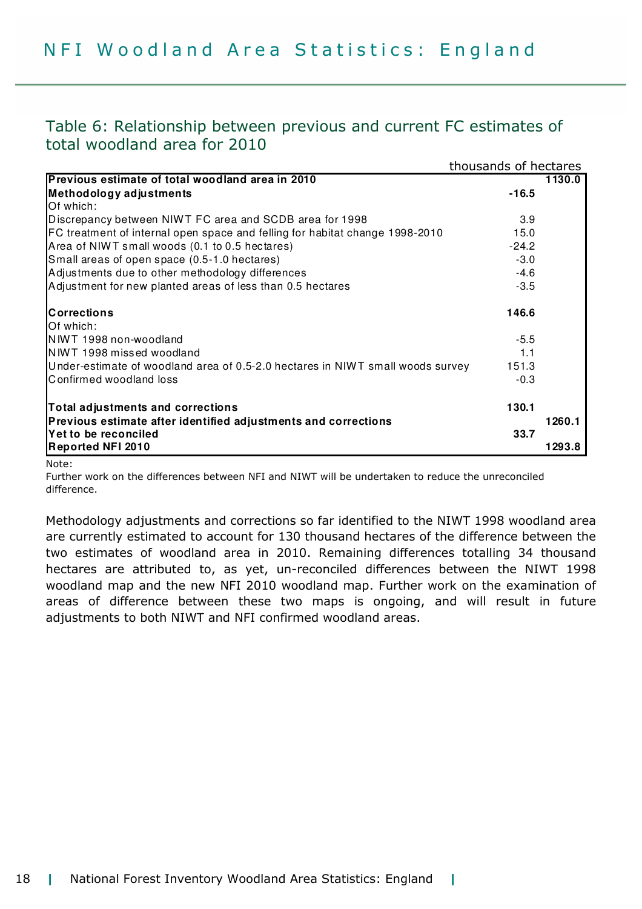# NFI Woodland Area Statistics: England

## Table 6: Relationship between previous and current FC estimates of total woodland area for 2010

thousands of hectares

| | | |
|---|---|---|
| **Previous estimate of total woodland area in 2010** | | **1130.0** |
| **Methodology adjustments** | **-16.5** | |
| Of which: | | |
| Discrepancy between NIWT FC area and SCDB area for 1998 | 3.9 | |
| FC treatment of internal open space and felling for habitat change 1998-2010 | 15.0 | |
| Area of NIWT small woods (0.1 to 0.5 hectares) | -24.2 | |
| Small areas of open space (0.5-1.0 hectares) | -3.0 | |
| Adjustments due to other methodology differences | -4.6 | |
| Adjustment for new planted areas of less than 0.5 hectares | -3.5 | |
| | | |
| **Corrections** | **146.6** | |
| Of which: | | |
| NIWT 1998 non-woodland | -5.5 | |
| NIWT 1998 missed woodland | 1.1 | |
| Under-estimate of woodland area of 0.5-2.0 hectares in NIWT small woods survey | 151.3 | |
| Confirmed woodland loss | -0.3 | |
| | | |
| **Total adjustments and corrections** | **130.1** | |
| **Previous estimate after identified adjustments and corrections** | | **1260.1** |
| **Yet to be reconciled** | **33.7** | |
| **Reported NFI 2010** | | **1293.8** |

Note:
Further work on the differences between NFI and NIWT will be undertaken to reduce the unreconciled difference.

Methodology adjustments and corrections so far identified to the NIWT 1998 woodland area are currently estimated to account for 130 thousand hectares of the difference between the two estimates of woodland area in 2010. Remaining differences totalling 34 thousand hectares are attributed to, as yet, un-reconciled differences between the NIWT 1998 woodland map and the new NFI 2010 woodland map. Further work on the examination of areas of difference between these two maps is ongoing, and will result in future adjustments to both NIWT and NFI confirmed woodland areas.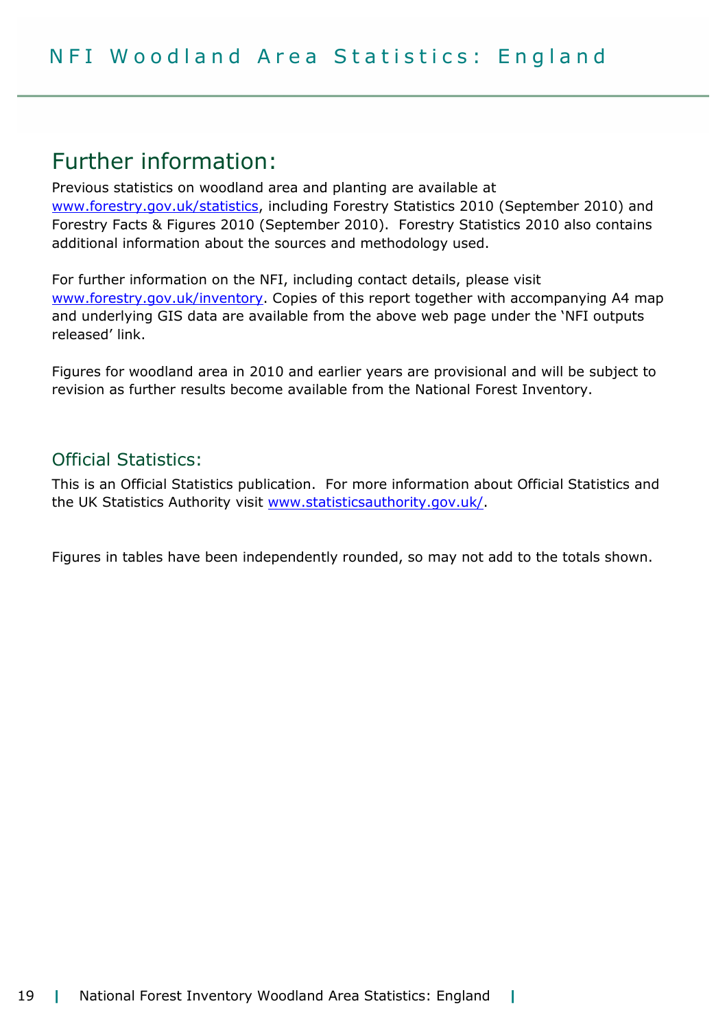## Further information:

Previous statistics on woodland area and planting are available at www.forestry.gov.uk/statistics, including Forestry Statistics 2010 (September 2010) and Forestry Facts & Figures 2010 (September 2010). Forestry Statistics 2010 also contains additional information about the sources and methodology used.

For further information on the NFI, including contact details, please visit www.forestry.gov.uk/inventory. Copies of this report together with accompanying A4 map and underlying GIS data are available from the above web page under the 'NFI outputs released' link.

Figures for woodland area in 2010 and earlier years are provisional and will be subject to revision as further results become available from the National Forest Inventory.

### Official Statistics:

This is an Official Statistics publication. For more information about Official Statistics and the UK Statistics Authority visit www.statisticsauthority.gov.uk/.

Figures in tables have been independently rounded, so may not add to the totals shown.